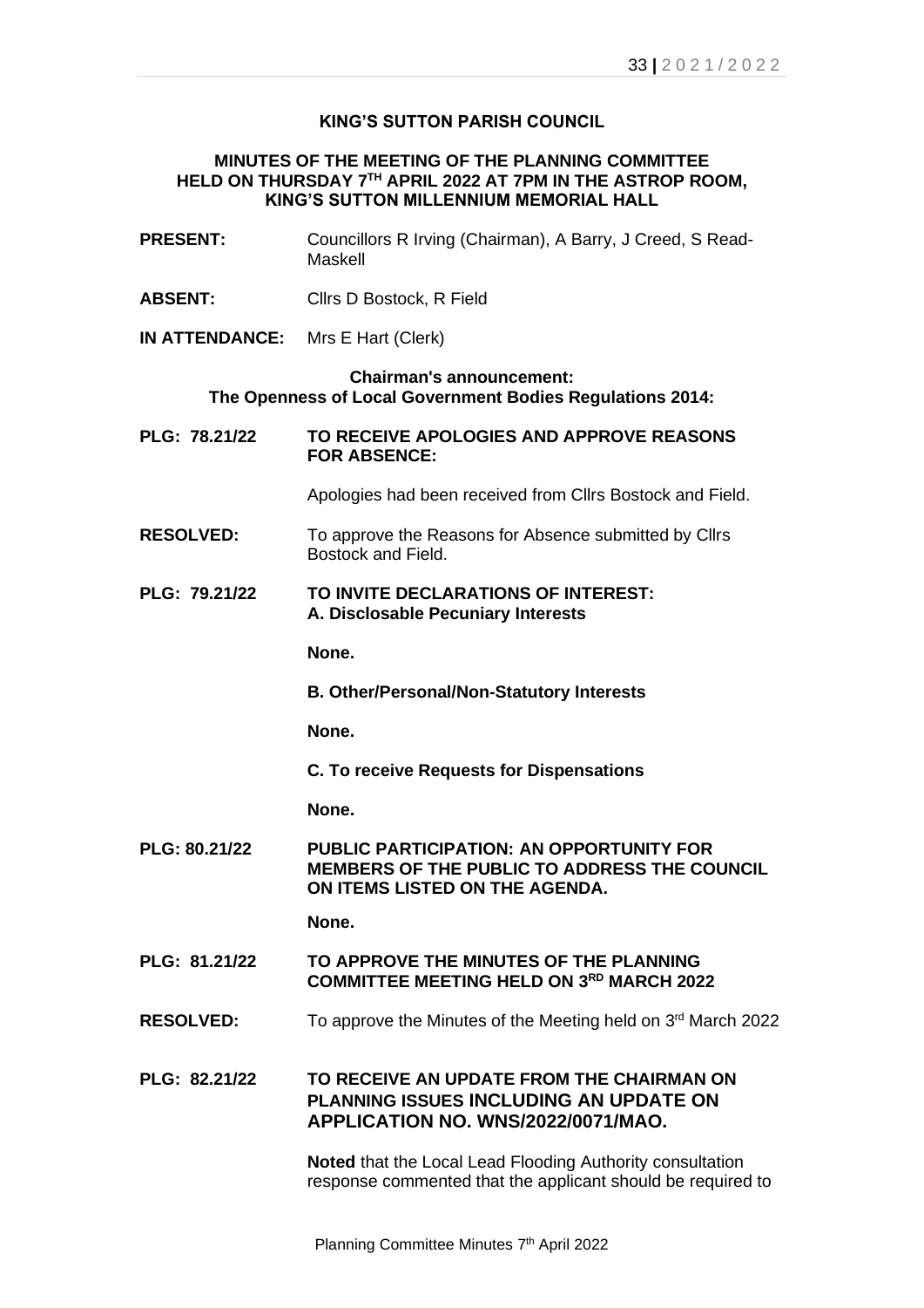**KING'S SUTTON PARISH COUNCIL**

**MINUTES OF THE MEETING OF THE PLANNING COMMITTEE HELD ON THURSDAY 7TH APRIL 2022 AT 7PM IN THE ASTROP ROOM, KING'S SUTTON MILLENNIUM MEMORIAL HALL**

**PRESENT:** Councillors R Irving (Chairman), A Barry, J Creed, S Read-Maskell

**ABSENT:** Cllrs D Bostock, R Field

**IN ATTENDANCE:** Mrs E Hart (Clerk)

**Chairman's announcement:**
**The Openness of Local Government Bodies Regulations 2014:**

**PLG: 78.21/22 TO RECEIVE APOLOGIES AND APPROVE REASONS FOR ABSENCE:**

Apologies had been received from Cllrs Bostock and Field.

**RESOLVED:** To approve the Reasons for Absence submitted by Cllrs Bostock and Field.

**PLG: 79.21/22 TO INVITE DECLARATIONS OF INTEREST:**
**A. Disclosable Pecuniary Interests**

**None.**

**B. Other/Personal/Non-Statutory Interests**

**None.**

**C. To receive Requests for Dispensations**

**None.**

**PLG: 80.21/22 PUBLIC PARTICIPATION: AN OPPORTUNITY FOR MEMBERS OF THE PUBLIC TO ADDRESS THE COUNCIL ON ITEMS LISTED ON THE AGENDA.**

**None.**

**PLG: 81.21/22 TO APPROVE THE MINUTES OF THE PLANNING COMMITTEE MEETING HELD ON 3RD MARCH 2022**

**RESOLVED:** To approve the Minutes of the Meeting held on 3rd March 2022

**PLG: 82.21/22 TO RECEIVE AN UPDATE FROM THE CHAIRMAN ON PLANNING ISSUES INCLUDING AN UPDATE ON APPLICATION NO. WNS/2022/0071/MAO.**

**Noted** that the Local Lead Flooding Authority consultation response commented that the applicant should be required to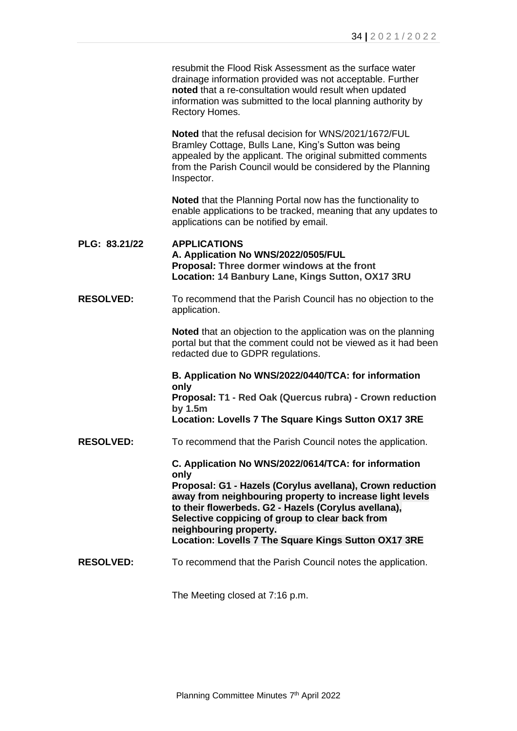resubmit the Flood Risk Assessment as the surface water drainage information provided was not acceptable. Further **noted** that a re-consultation would result when updated information was submitted to the local planning authority by Rectory Homes.

**Noted** that the refusal decision for WNS/2021/1672/FUL Bramley Cottage, Bulls Lane, King's Sutton was being appealed by the applicant. The original submitted comments from the Parish Council would be considered by the Planning Inspector.

**Noted** that the Planning Portal now has the functionality to enable applications to be tracked, meaning that any updates to applications can be notified by email.

**PLG: 83.21/22** **APPLICATIONS**
**A. Application No WNS/2022/0505/FUL**
**Proposal: Three dormer windows at the front**
**Location: 14 Banbury Lane, Kings Sutton, OX17 3RU**

**RESOLVED:** To recommend that the Parish Council has no objection to the application.

**Noted** that an objection to the application was on the planning portal but that the comment could not be viewed as it had been redacted due to GDPR regulations.

**B. Application No WNS/2022/0440/TCA: for information only**
**Proposal: T1 - Red Oak (Quercus rubra) - Crown reduction by 1.5m**
**Location: Lovells 7 The Square Kings Sutton OX17 3RE**

**RESOLVED:** To recommend that the Parish Council notes the application.

**C. Application No WNS/2022/0614/TCA: for information only**
**Proposal: G1 - Hazels (Corylus avellana), Crown reduction away from neighbouring property to increase light levels to their flowerbeds. G2 - Hazels (Corylus avellana), Selective coppicing of group to clear back from neighbouring property.**
**Location: Lovells 7 The Square Kings Sutton OX17 3RE**

**RESOLVED:** To recommend that the Parish Council notes the application.

The Meeting closed at 7:16 p.m.